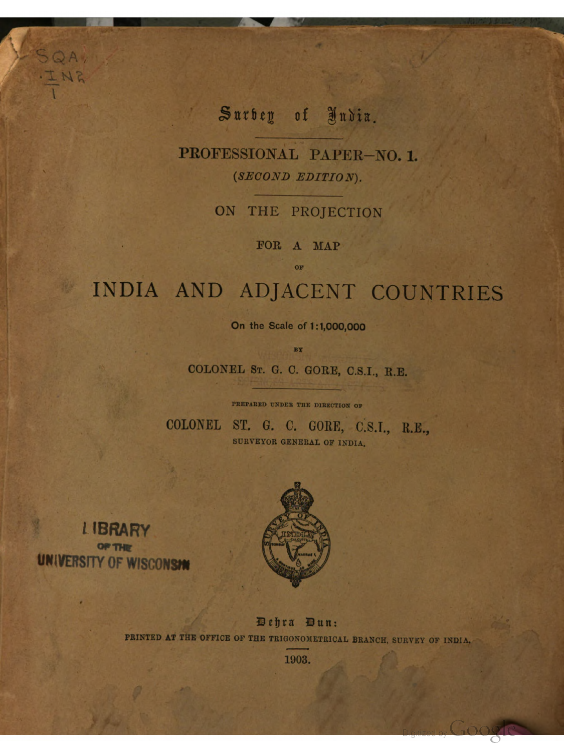Survey of India.

PROFESSIONAL PAPER—NO. 1.

(*SECOND EDITION*).

# ON THE PROJECTION FOR A MAP OF INDIA AND ADJACENT COUNTRIES

On the Scale of 1:1,000,000

BY

COLONEL ST. G. C. GORE, C.S.I., R.E.

PREPARED UNDER THE DIRECTION OF

COLONEL ST. G. C. GORE, C.S.I., R.E.,
SURVEYOR GENERAL OF INDIA.

Dehra Dun:
PRINTED AT THE OFFICE OF THE TRIGONOMETRICAL BRANCH, SURVEY OF INDIA.

1903.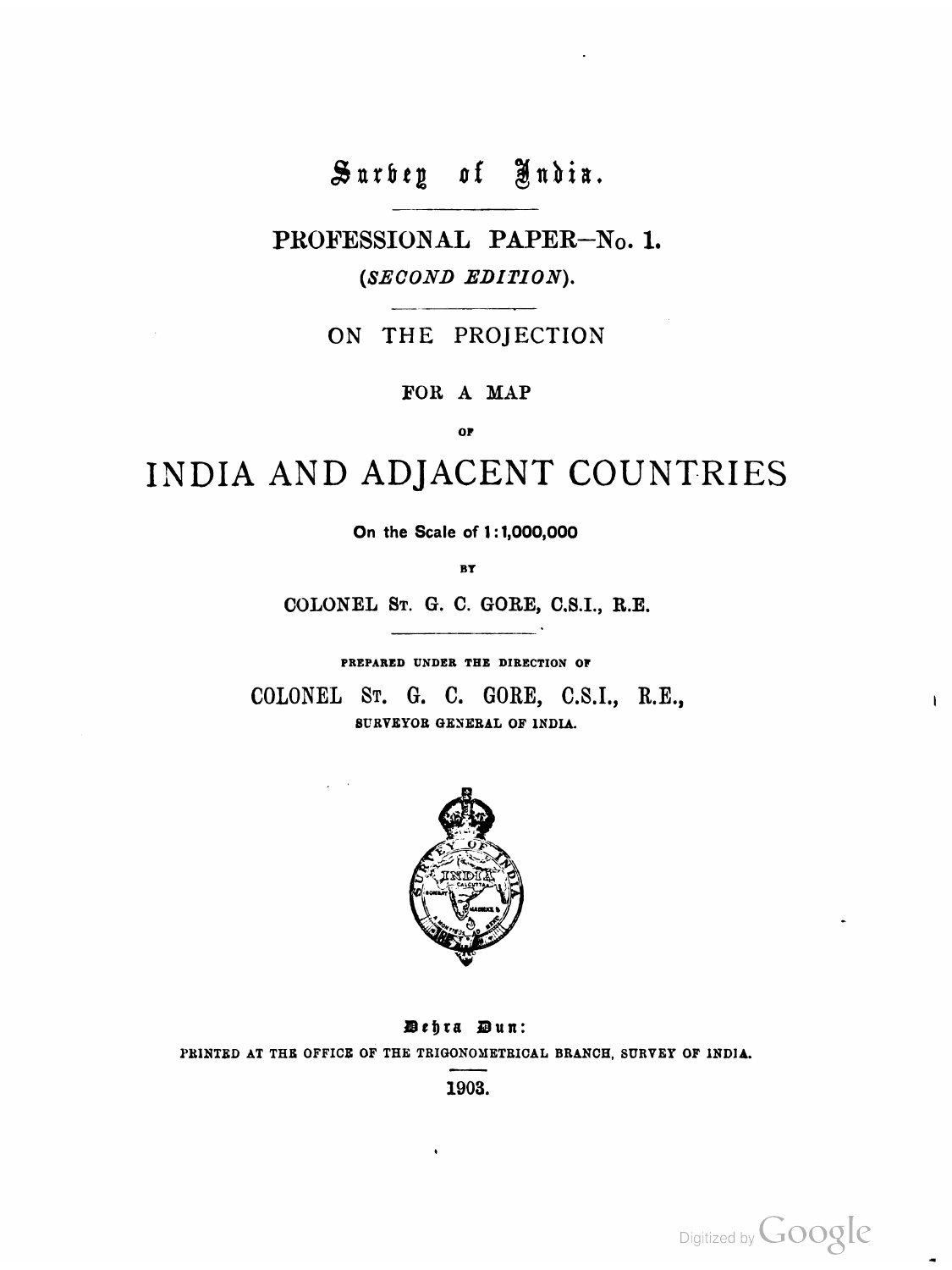# Survey of India.

## PROFESSIONAL PAPER—No. 1.

(*SECOND EDITION*).

## ON THE PROJECTION

FOR A MAP

OF

# INDIA AND ADJACENT COUNTRIES

**On the Scale of 1:1,000,000**

BY

COLONEL ST. G. C. GORE, C.S.I., R.E.

PREPARED UNDER THE DIRECTION OF

COLONEL ST. G. C. GORE, C.S.I., R.E.,
SURVEYOR GENERAL OF INDIA.

Dehra Dun:
PRINTED AT THE OFFICE OF THE TRIGONOMETRICAL BRANCH, SURVEY OF INDIA.

1903.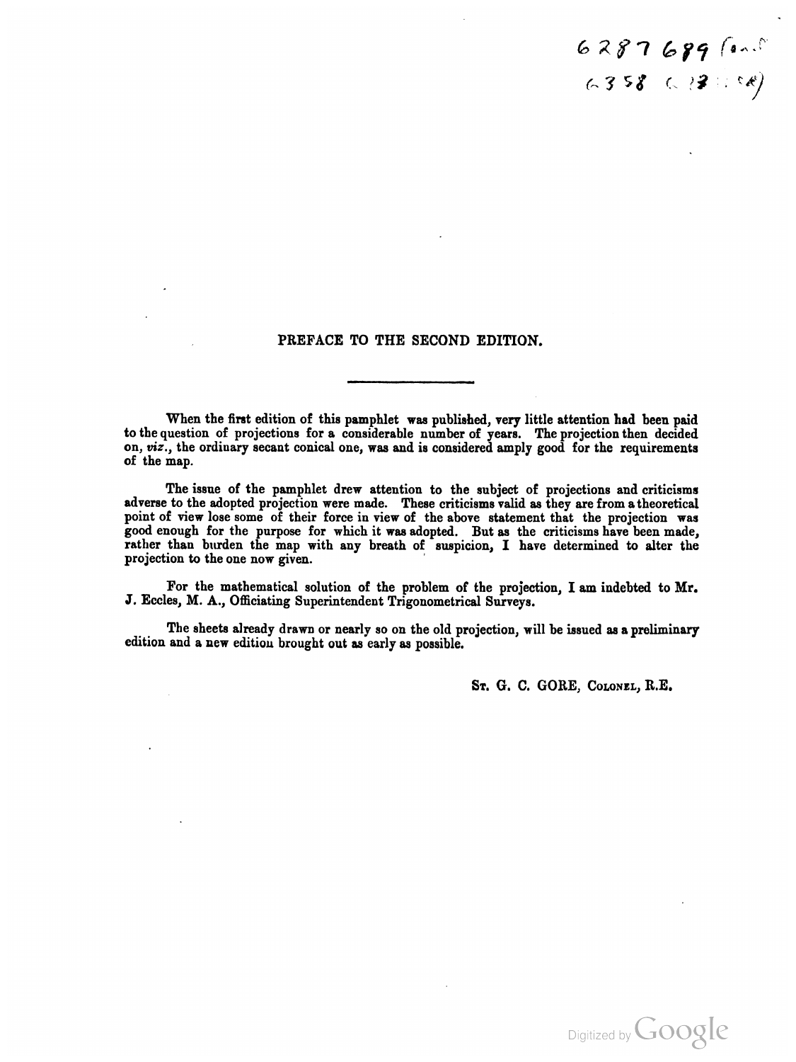## PREFACE TO THE SECOND EDITION.

When the first edition of this pamphlet was published, very little attention had been paid to the question of projections for a considerable number of years. The projection then decided on, *viz.*, the ordinary secant conical one, was and is considered amply good for the requirements of the map.

The issue of the pamphlet drew attention to the subject of projections and criticisms adverse to the adopted projection were made. These criticisms valid as they are from a theoretical point of view lose some of their force in view of the above statement that the projection was good enough for the purpose for which it was adopted. But as the criticisms have been made, rather than burden the map with any breath of suspicion, I have determined to alter the projection to the one now given.

For the mathematical solution of the problem of the projection, I am indebted to Mr. J. Eccles, M. A., Officiating Superintendent Trigonometrical Surveys.

The sheets already drawn or nearly so on the old projection, will be issued as a preliminary edition and a new edition brought out as early as possible.

ST. G. C. GORE, COLONEL, R.E.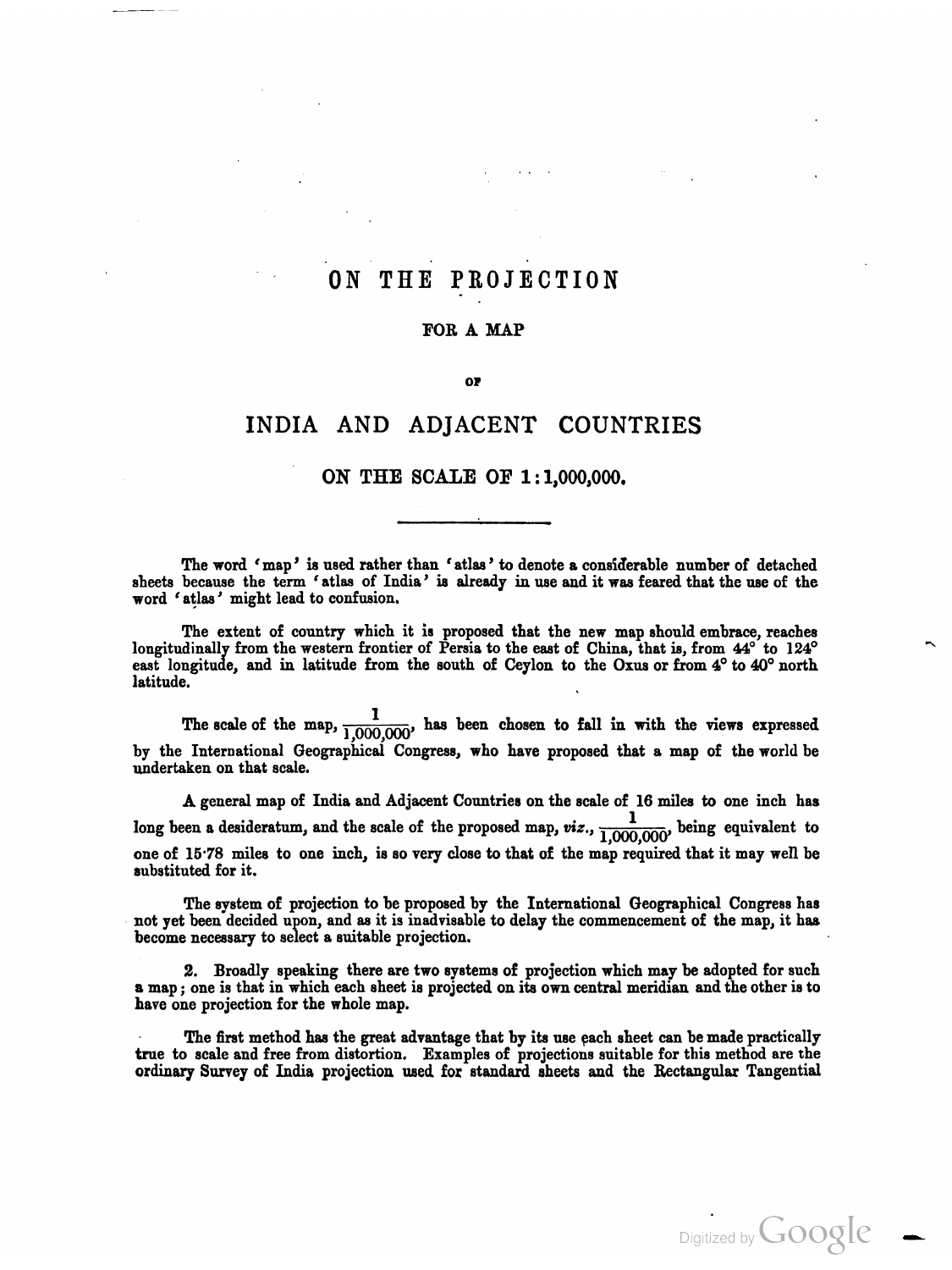# ON THE PROJECTION

## FOR A MAP

### OF

# INDIA AND ADJACENT COUNTRIES

## ON THE SCALE OF 1:1,000,000.

The word '*map*' is used rather than '*atlas*' to denote a considerable number of detached sheets because the term '*atlas of India*' is already in use and it was feared that the use of the word '*atlas*' might lead to confusion.

The extent of country which it is proposed that the new map should embrace, reaches longitudinally from the western frontier of Persia to the east of China, that is, from 44° to 124° east longitude, and in latitude from the south of Ceylon to the Oxus or from 4° to 40° north latitude.

The scale of the map, $\frac{1}{1,000,000}$, has been chosen to fall in with the views expressed by the International Geographical Congress, who have proposed that a map of the world be undertaken on that scale.

A general map of India and Adjacent Countries on the scale of 16 miles to one inch has long been a desideratum, and the scale of the proposed map, *viz.*, $\frac{1}{1,000,000}$, being equivalent to one of 15·78 miles to one inch, is so very close to that of the map required that it may well be substituted for it.

The system of projection to be proposed by the International Geographical Congress has not yet been decided upon, and as it is inadvisable to delay the commencement of the map, it has become necessary to select a suitable projection.

2. Broadly speaking there are two systems of projection which may be adopted for such a map; one is that in which each sheet is projected on its own central meridian and the other is to have one projection for the whole map.

The first method has the great advantage that by its use each sheet can be made practically true to scale and free from distortion. Examples of projections suitable for this method are the ordinary Survey of India projection used for standard sheets and the Rectangular Tangential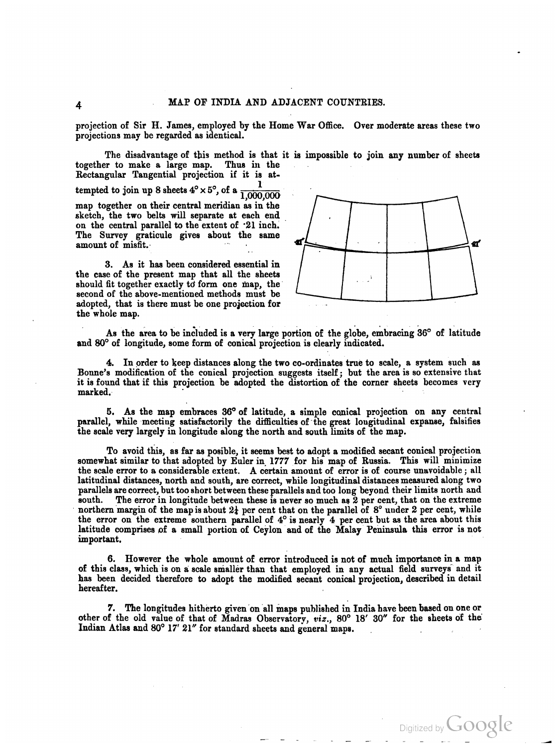projection of Sir H. James, employed by the Home War Office. Over moderate areas these two projections may be regarded as identical.

The disadvantage of this method is that it is impossible to join any number of sheets together to make a large map. Thus in the Rectangular Tangential projection if it is attempted to join up 8 sheets $4° \times 5°$, of a $\frac{1}{1,000,000}$ map together on their central meridian as in the sketch, the two belts will separate at each end on the central parallel to the extent of ·21 inch. The Survey graticule gives about the same amount of misfit.

3. As it has been considered essential in the case of the present map that all the sheets should fit together exactly to form one map, the second of the above-mentioned methods must be adopted, that is there must be one projection for the whole map.

As the area to be included is a very large portion of the globe, embracing 36° of latitude and 80° of longitude, some form of conical projection is clearly indicated.

4. In order to keep distances along the two co-ordinates true to scale, a system such as Bonne's modification of the conical projection suggests itself; but the area is so extensive that it is found that if this projection be adopted the distortion of the corner sheets becomes very marked.

5. As the map embraces 36° of latitude, a simple conical projection on any central parallel, while meeting satisfactorily the difficulties of the great longitudinal expanse, falsifies the scale very largely in longitude along the north and south limits of the map.

To avoid this, as far as posible, it seems best to adopt a modified secant conical projection somewhat similar to that adopted by Euler in 1777 for his map of Russia. This will minimize the scale error to a considerable extent. A certain amount of error is of course unavoidable; all latitudinal distances, north and south, are correct, while longitudinal distances measured along two parallels are correct, but too short between these parallels and too long beyond their limits north and south. The error in longitude between these is never so much as 2 per cent, that on the extreme northern margin of the map is about $2\frac{1}{4}$ per cent that on the parallel of 8° under 2 per cent, while the error on the extreme southern parallel of 4° is nearly 4 per cent but as the area about this latitude comprises of a small portion of Ceylon and of the Malay Peninsula this error is not important.

6. However the whole amount of error introduced is not of much importance in a map of this class, which is on a scale smaller than that employed in any actual field surveys and it has been decided therefore to adopt the modified secant conical projection, described in detail hereafter.

7. The longitudes hitherto given on all maps published in India have been based on one or other of the old value of that of Madras Observatory, *viz.*, 80° 18′ 30″ for the sheets of the Indian Atlas and 80° 17′ 21″ for standard sheets and general maps.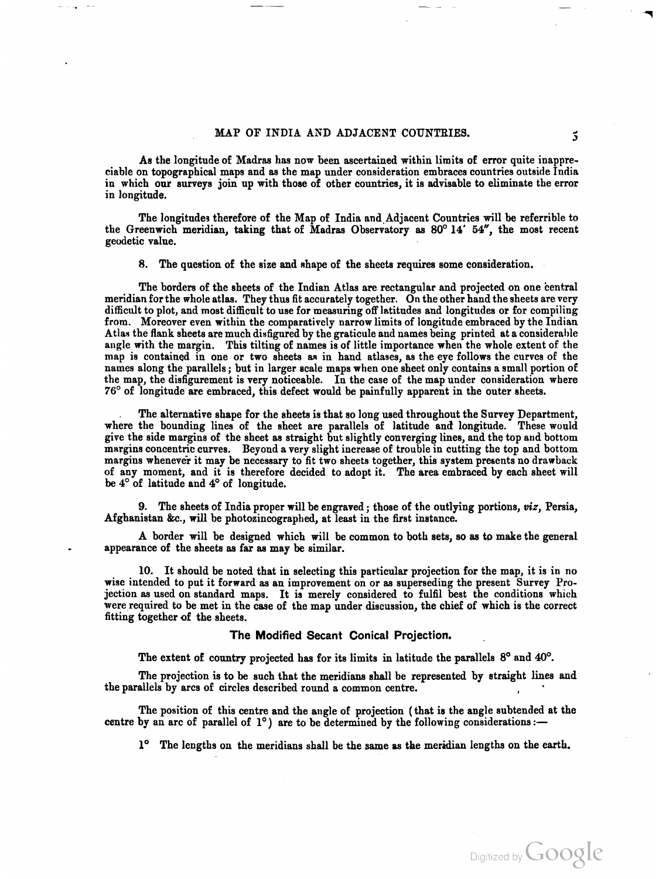As the longitude of Madras has now been ascertained within limits of error quite inappreciable on topographical maps and as the map under consideration embraces countries outside India in which our surveys join up with those of other countries, it is advisable to eliminate the error in longitude.

The longitudes therefore of the Map of India and Adjacent Countries will be referrible to the Greenwich meridian, taking that of Madras Observatory as 80° 14′ 54″, the most recent geodetic value.

8. The question of the size and shape of the sheets requires some consideration.

The borders of the sheets of the Indian Atlas are rectangular and projected on one central meridian for the whole atlas. They thus fit accurately together. On the other hand the sheets are very difficult to plot, and most difficult to use for measuring off latitudes and longitudes or for compiling from. Moreover even within the comparatively narrow limits of longitude embraced by the Indian Atlas the flank sheets are much disfigured by the graticule and names being printed at a considerable angle with the margin. This tilting of names is of little importance when the whole extent of the map is contained in one or two sheets as in hand atlases, as the eye follows the curves of the names along the parallels; but in larger scale maps when one sheet only contains a small portion of the map, the disfigurement is very noticeable. In the case of the map under consideration where 76° of longitude are embraced, this defect would be painfully apparent in the outer sheets.

The alternative shape for the sheets is that so long used throughout the Survey Department, where the bounding lines of the sheet are parallels of latitude and longitude. These would give the side margins of the sheet as straight but slightly converging lines, and the top and bottom margins concentric curves. Beyond a very slight increase of trouble in cutting the top and bottom margins whenever it may be necessary to fit two sheets together, this system presents no drawback of any moment, and it is therefore decided to adopt it. The area embraced by each sheet will be 4° of latitude and 4° of longitude.

9. The sheets of India proper will be engraved; those of the outlying portions, *viz*, Persia, Afghanistan &c., will be photozincographed, at least in the first instance.

A border will be designed which will be common to both sets, so as to make the general appearance of the sheets as far as may be similar.

10. It should be noted that in selecting this particular projection for the map, it is in no wise intended to put it forward as an improvement on or as superseding the present Survey Projection as used on standard maps. It is merely considered to fulfil best the conditions which were required to be met in the case of the map under discussion, the chief of which is the correct fitting together of the sheets.

## The Modified Secant Conical Projection.

The extent of country projected has for its limits in latitude the parallels 8° and 40°.

The projection is to be such that the meridians shall be represented by straight lines and the parallels by arcs of circles described round a common centre.

The position of this centre and the angle of projection (that is the angle subtended at the centre by an arc of parallel of 1°) are to be determined by the following considerations:—

1° The lengths on the meridians shall be the same as the meridian lengths on the earth.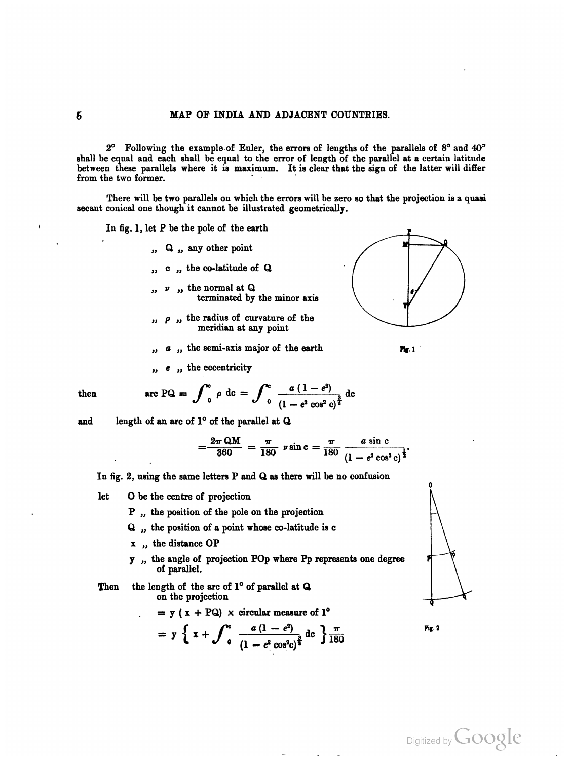2° Following the example of Euler, the errors of lengths of the parallels of 8° and 40° shall be equal and each shall be equal to the error of length of the parallel at a certain latitude between these parallels where it is maximum. It is clear that the sign of the latter will differ from the two former.

There will be two parallels on which the errors will be zero so that the projection is a quasi secant conical one though it cannot be illustrated geometrically.

In fig. 1, let P be the pole of the earth

- ,, Q ,, any other point
- ,, c ,, the co-latitude of Q
- ,, $\nu$ ,, the normal at Q terminated by the minor axis
- ,, $\rho$ ,, the radius of curvature of the meridian at any point
- ,, $a$ ,, the semi-axis major of the earth
- ,, $e$ ,, the eccentricity

Fig. 1

then
$$\text{arc PQ} = \int_0^c \rho \, dc = \int_0^c \frac{a(1 - e^2)}{(1 - e^2 \cos^2 c)^{\frac{3}{2}}} dc$$

and length of an arc of 1° of the parallel at Q

$$= \frac{2\pi \, \text{QM}}{360} = \frac{\pi}{180} \nu \sin c = \frac{\pi}{180} \frac{a \sin c}{(1 - e^2 \cos^2 c)^{\frac{1}{2}}}.$$

In fig. 2, using the same letters P and Q as there will be no confusion

let O be the centre of projection

- P ,, the position of the pole on the projection
- Q ,, the position of a point whose co-latitude is c
- x ,, the distance OP
- y ,, the angle of projection POp where Pp represents one degree of parallel.

Fig. 2

Then the length of the arc of 1° of parallel at Q on the projection

$$= y\,(x + \text{PQ}) \times \text{circular measure of } 1^\circ$$

$$= y \left\{ x + \int_0^c \frac{a(1 - e^2)}{(1 - e^2 \cos^2 c)^{\frac{3}{2}}} dc \right\} \frac{\pi}{180}$$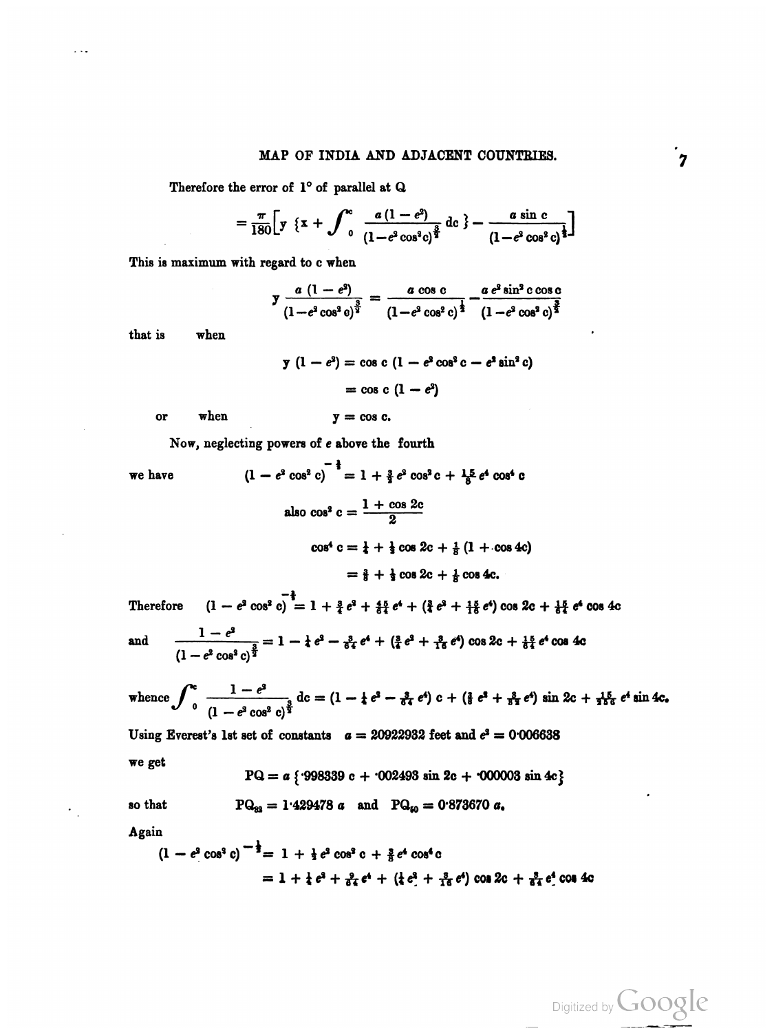Therefore the error of 1° of parallel at Q

$$= \frac{\pi}{180}\Big[y\ \{x + \int_0^c \frac{a(1-e^2)}{(1-e^2\cos^2 c)^{\frac{3}{2}}}\,dc\ \} - \frac{a\sin c}{(1-e^2\cos^2 c)^{\frac{1}{2}}}\Big]$$

This is maximum with regard to c when

$$y\,\frac{a\,(1-e^2)}{(1-e^2\cos^2 c)^{\frac{3}{2}}} = \frac{a\cos c}{(1-e^2\cos^2 c)^{\frac{1}{2}}} - \frac{a\,e^2\sin^2 c\cos c}{(1-e^2\cos^2 c)^{\frac{3}{2}}}$$

that is when

$$y\,(1-e^2) = \cos c\,(1 - e^2\cos^2 c - e^2\sin^2 c)$$

$$= \cos c\,(1-e^2)$$

or when $y = \cos c.$

Now, neglecting powers of $e$ above the fourth

we have
$$(1 - e^2\cos^2 c)^{-\frac{3}{2}} = 1 + \tfrac{3}{2}e^2\cos^2 c + \tfrac{15}{8}e^4\cos^4 c$$

$$\text{also } \cos^2 c = \frac{1+\cos 2c}{2}$$

$$\cos^4 c = \tfrac{1}{4} + \tfrac{1}{2}\cos 2c + \tfrac{1}{8}(1+\cos 4c)$$

$$= \tfrac{3}{8} + \tfrac{1}{2}\cos 2c + \tfrac{1}{8}\cos 4c.$$

Therefore
$$(1 - e^2\cos^2 c)^{-\frac{3}{2}} = 1 + \tfrac{3}{4}e^2 + \tfrac{45}{64}e^4 + (\tfrac{3}{4}e^2 + \tfrac{15}{16}e^4)\cos 2c + \tfrac{15}{64}e^4\cos 4c$$

and
$$\frac{1-e^2}{(1-e^2\cos^2 c)^{\frac{3}{2}}} = 1 - \tfrac{1}{4}e^2 - \tfrac{3}{64}e^4 + (\tfrac{3}{4}e^2 + \tfrac{3}{16}e^4)\cos 2c + \tfrac{15}{64}e^4\cos 4c$$

whence
$$\int_0^c \frac{1-e^2}{(1-e^2\cos^2 c)^{\frac{3}{2}}}\,dc = (1 - \tfrac{1}{4}e^2 - \tfrac{3}{64}e^4)\,c + (\tfrac{3}{8}e^2 + \tfrac{3}{32}e^4)\sin 2c + \tfrac{15}{256}e^4\sin 4c.$$

Using Everest's 1st set of constants $a = 20922932$ feet and $e^2 = 0{\cdot}006638$

we get

$$PQ = a\,\{{\cdot}998339\,c + {\cdot}002493\sin 2c + {\cdot}000003\sin 4c\}$$

so that
$$PQ_{82} = 1{\cdot}429478\,a \quad\text{and}\quad PQ_{50} = 0{\cdot}873670\,a.$$

Again

$$(1 - e^2\cos^2 c)^{-\frac{1}{2}} = 1 + \tfrac{1}{2}e^2\cos^2 c + \tfrac{3}{8}e^4\cos^4 c$$

$$= 1 + \tfrac{1}{4}e^2 + \tfrac{9}{64}e^4 + (\tfrac{1}{4}e^2 + \tfrac{3}{16}e^4)\cos 2c + \tfrac{3}{64}e^4\cos 4c$$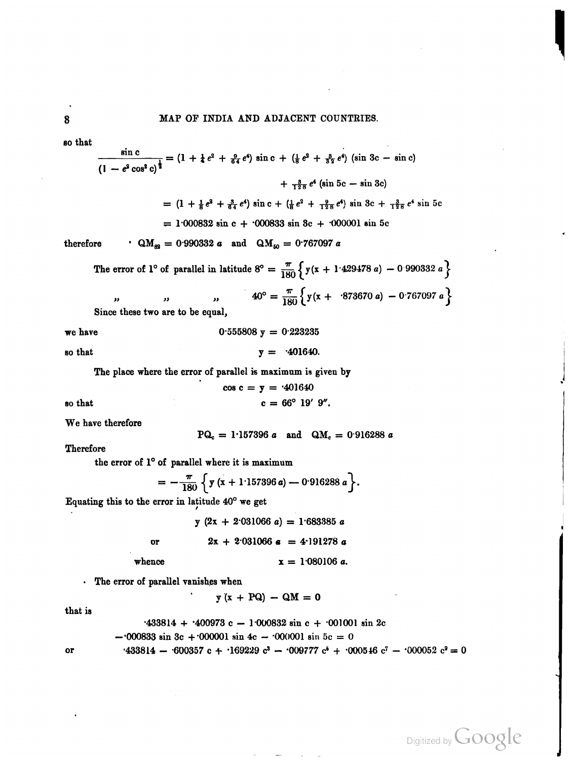so that

$$\frac{\sin c}{(1 - e^2 \cos^2 c)^{\frac{1}{2}}} = (1 + \tfrac{1}{4} e^2 + \tfrac{9}{64} e^4) \sin c + (\tfrac{1}{8} e^2 + \tfrac{3}{32} e^4) (\sin 3c - \sin c)$$

$$+ \tfrac{3}{128} e^4 (\sin 5c - \sin 3c)$$

$$= (1 + \tfrac{1}{8} e^2 + \tfrac{3}{64} e^4) \sin c + (\tfrac{1}{8} e^2 + \tfrac{9}{128} e^4) \sin 3c + \tfrac{3}{128} e^4 \sin 5c$$

$$= 1{\cdot}000832 \sin c + {\cdot}000833 \sin 3c + {\cdot}000001 \sin 5c$$

therefore $\quad QM_{82} = 0{\cdot}990332\, a \quad \text{and} \quad QM_{50} = 0{\cdot}767097\, a$

The error of 1° of parallel in latitude $8° = \frac{\pi}{180} \left\{ y(x + 1{\cdot}429478\, a) - 0{\cdot}990332\, a \right\}$

" " " $40° = \frac{\pi}{180} \left\{ y(x + {\cdot}873670\, a) - 0{\cdot}767097\, a \right\}$

Since these two are to be equal,

we have $\quad 0{\cdot}555808\, y = 0{\cdot}223235$

so that $\quad y = {\cdot}401640.$

The place where the error of parallel is maximum is given by

$$\cos c = y = {\cdot}401640$$

so that $\quad c = 66°\ 19'\ 9''.$

We have therefore

$$PQ_c = 1{\cdot}157396\, a \quad \text{and} \quad QM_c = 0{\cdot}916288\, a$$

Therefore

the error of 1° of parallel where it is maximum

$$= -\frac{\pi}{180} \left\{ y\,(x + 1{\cdot}157396\, a) - 0{\cdot}916288\, a \right\}.$$

Equating this to the error in latitude 40° we get

$$y\,(2x + 2{\cdot}031066\, a) = 1{\cdot}683385\, a$$

or $\quad 2x + 2{\cdot}031066\, a = 4{\cdot}191278\, a$

whence $\quad x = 1{\cdot}080106\, a.$

The error of parallel vanishes when

$$y\,(x + PQ) - QM = 0$$

that is

$${\cdot}433814 + {\cdot}400973\, c - 1{\cdot}000832 \sin c + {\cdot}001001 \sin 2c$$
$$- {\cdot}000833 \sin 3c + {\cdot}000001 \sin 4c - {\cdot}000001 \sin 5c = 0$$

or

$${\cdot}433814 - {\cdot}600357\, c + {\cdot}169229\, c^3 - {\cdot}009777\, c^5 + {\cdot}000546\, c^7 - {\cdot}000052\, c^9 = 0$$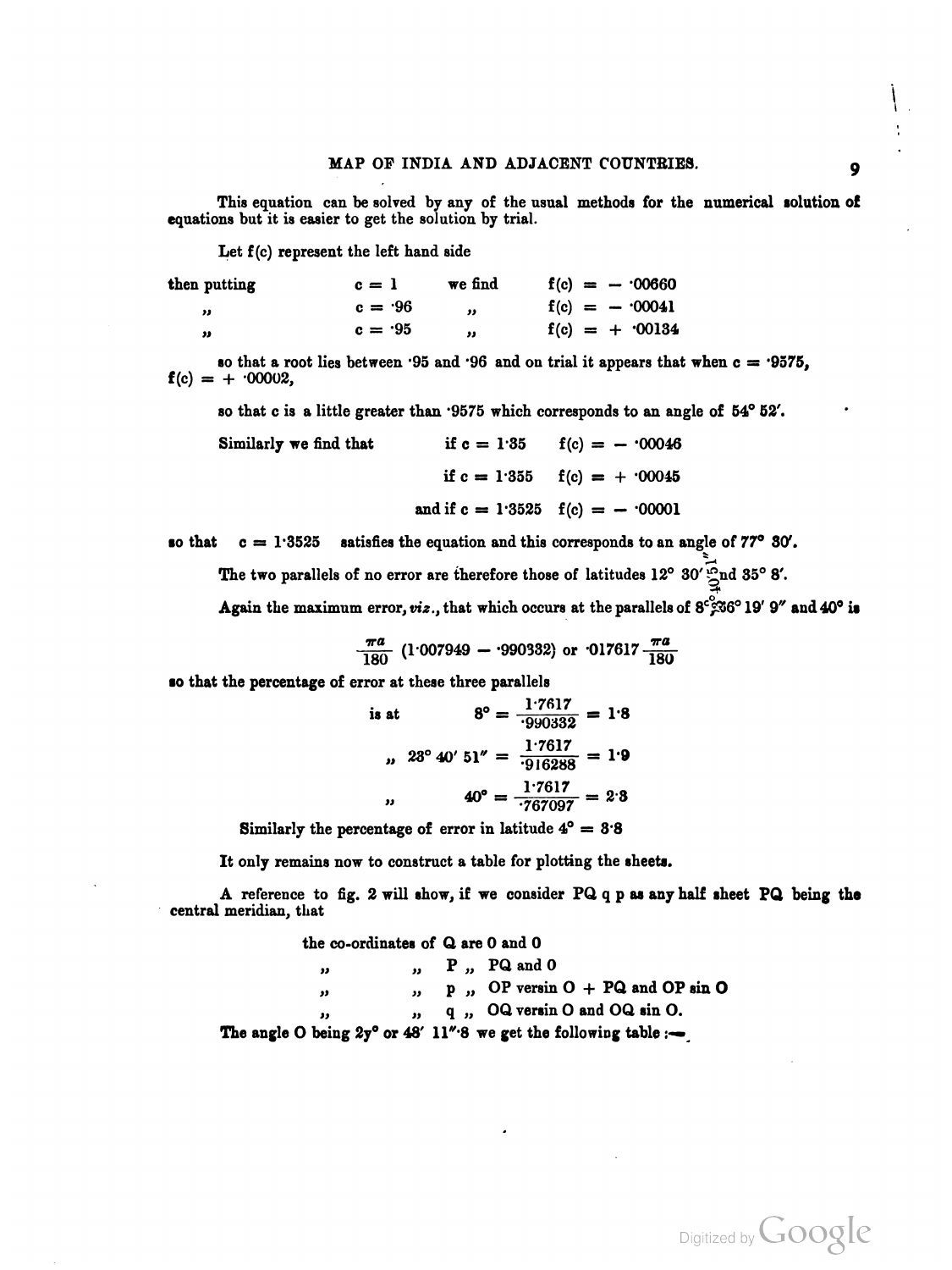This equation can be solved by any of the usual methods for the numerical solution of equations but it is easier to get the solution by trial.

Let f(c) represent the left hand side

| | | | |
|---|---|---|---|
| then putting | $c = 1$ | we find | $f(c) = -\cdot00660$ |
| „ | $c = \cdot96$ | „ | $f(c) = -\cdot00041$ |
| „ | $c = \cdot95$ | „ | $f(c) = +\cdot00134$ |

so that a root lies between ·95 and ·96 and on trial it appears that when $c = \cdot9575$, $f(c) = +\cdot00002$,

so that c is a little greater than ·9575 which corresponds to an angle of 54° 52′.

Similarly we find that

$$\text{if } c = 1\cdot35 \quad f(c) = -\cdot00046$$

$$\text{if } c = 1\cdot355 \quad f(c) = +\cdot00045$$

$$\text{and if } c = 1\cdot3525 \quad f(c) = -\cdot00001$$

so that $c = 1\cdot3525$ satisfies the equation and this corresponds to an angle of 77° 30′.

The two parallels of no error are therefore those of latitudes 12° 30′ and 35° 8′.

Again the maximum error, *viz.*, that which occurs at the parallels of 8°, 23° 19′ 9″ and 40° is

$$\frac{\pi a}{180}\,(1\cdot007949 - \cdot990332) \text{ or } \cdot017617\,\frac{\pi a}{180}$$

so that the percentage of error at these three parallels

$$\text{is at} \quad 8^\circ = \frac{1\cdot7617}{\cdot990332} = 1\cdot8$$

$$,, \quad 23^\circ\, 40'\, 51'' = \frac{1\cdot7617}{\cdot916288} = 1\cdot9$$

$$,, \quad 40^\circ = \frac{1\cdot7617}{\cdot767097} = 2\cdot3$$

Similarly the percentage of error in latitude $4^\circ = 3\cdot8$

It only remains now to construct a table for plotting the sheets.

A reference to fig. 2 will show, if we consider PQ q p as any half sheet PQ being the central meridian, that

the co-ordinates of Q are 0 and 0

„ „ P „ PQ and 0

„ „ p „ OP versin O + PQ and OP sin O

„ „ q „ OQ versin O and OQ sin O.

The angle O being 2y° or 48′ 11″·8 we get the following table :—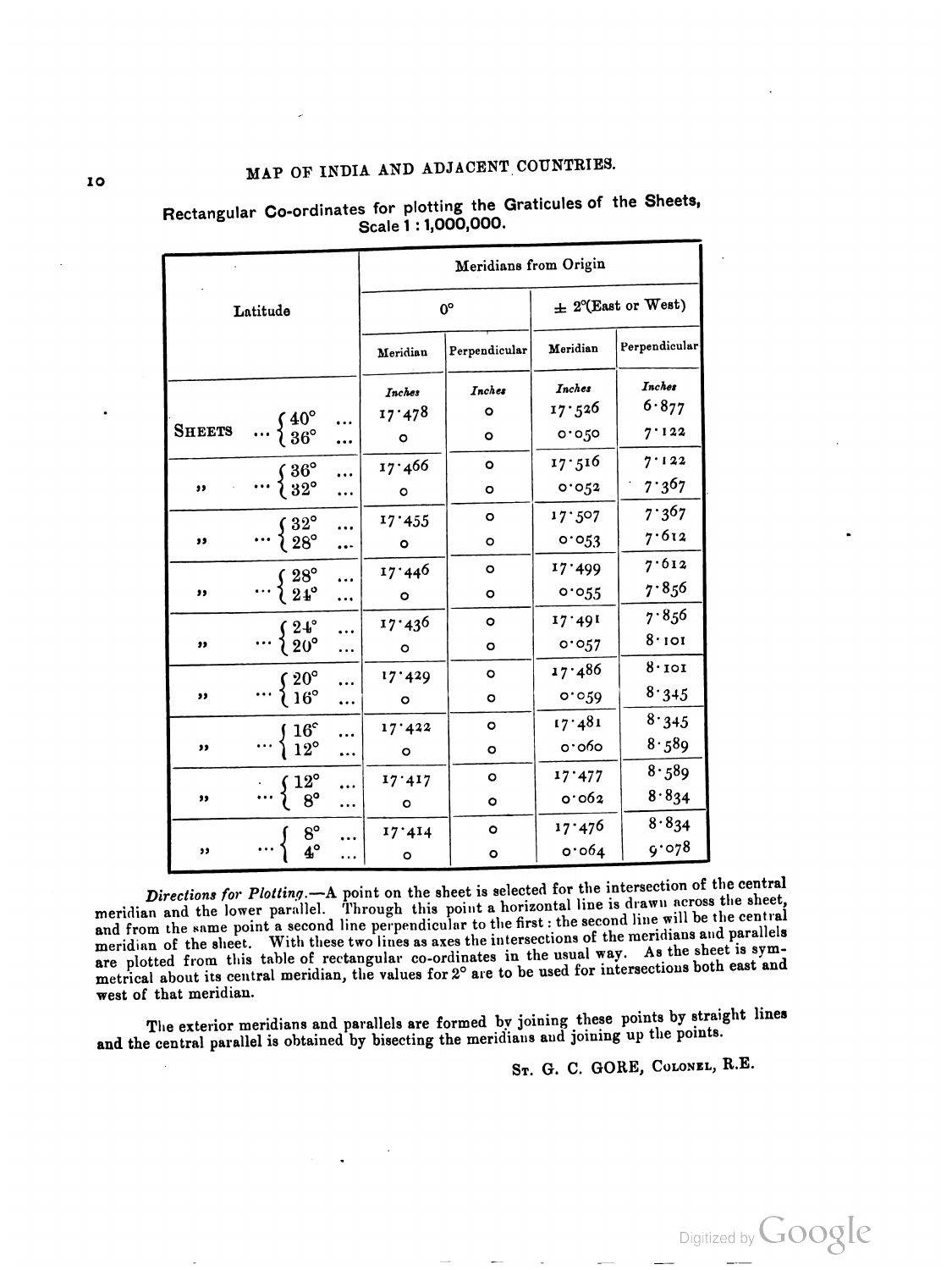## MAP OF INDIA AND ADJACENT COUNTRIES.

### Rectangular Co-ordinates for plotting the Graticules of the Sheets, Scale 1 : 1,000,000.

| Latitude | | Meridians from Origin | | | |
|---|---|---|---|---|---|
| | | 0° | | ± 2°(East or West) | |
| | | Meridian | Perpendicular | Meridian | Perpendicular |
| | | *Inches* | *Inches* | *Inches* | *Inches* |
| SHEETS ... | 40° ... | 17·478 | 0 | 17·526 | 6·877 |
| | 36° ... | 0 | 0 | 0·050 | 7·122 |
| „ ... | 36° ... | 17·466 | 0 | 17·516 | 7·122 |
| | 32° ... | 0 | 0 | 0·052 | 7·367 |
| „ ... | 32° ... | 17·455 | 0 | 17·507 | 7·367 |
| | 28° ... | 0 | 0 | 0·053 | 7·612 |
| „ ... | 28° ... | 17·446 | 0 | 17·499 | 7·612 |
| | 24° ... | 0 | 0 | 0·055 | 7·856 |
| „ ... | 24° ... | 17·436 | 0 | 17·491 | 7·856 |
| | 20° ... | 0 | 0 | 0·057 | 8·101 |
| „ ... | 20° ... | 17·429 | 0 | 17·486 | 8·101 |
| | 16° ... | 0 | 0 | 0·059 | 8·345 |
| „ ... | 16° ... | 17·422 | 0 | 17·481 | 8·345 |
| | 12° ... | 0 | 0 | 0·060 | 8·589 |
| „ ... | 12° ... | 17·417 | 0 | 17·477 | 8·589 |
| | 8° ... | 0 | 0 | 0·062 | 8·834 |
| „ ... | 8° ... | 17·414 | 0 | 17·476 | 8·834 |
| | 4° ... | 0 | 0 | 0·064 | 9·078 |

*Directions for Plotting.*—A point on the sheet is selected for the intersection of the central meridian and the lower parallel. Through this point a horizontal line is drawn across the sheet, and from the same point a second line perpendicular to the first: the second line will be the central meridian of the sheet. With these two lines as axes the intersections of the meridians and parallels are plotted from this table of rectangular co-ordinates in the usual way. As the sheet is symmetrical about its central meridian, the values for 2° are to be used for intersections both east and west of that meridian.

The exterior meridians and parallels are formed by joining these points by straight lines and the central parallel is obtained by bisecting the meridians and joining up the points.

ST. G. C. GORE, COLONEL, R.E.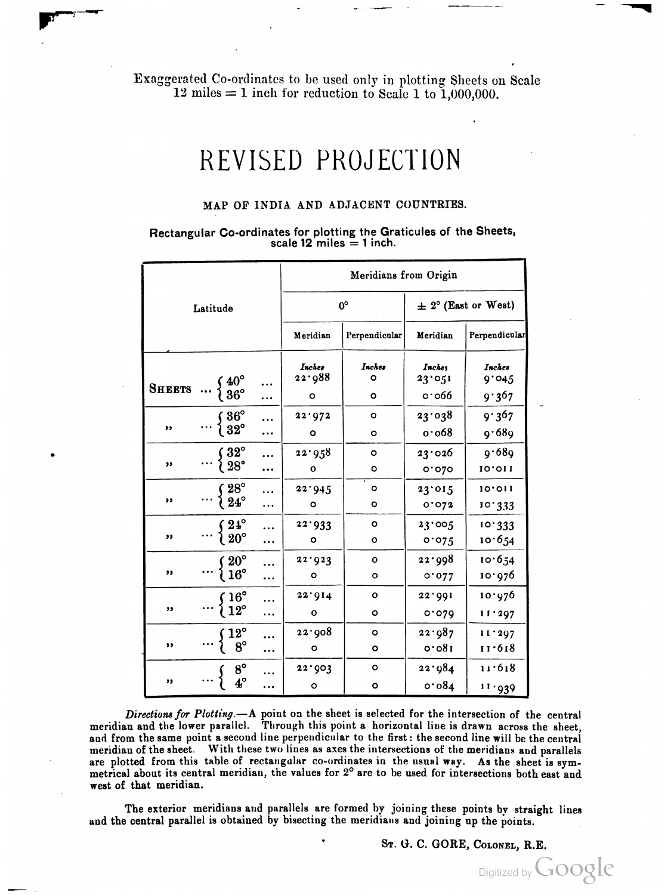Exaggerated Co-ordinates to be used only in plotting Sheets on Scale 12 miles = 1 inch for reduction to Scale 1 to 1,000,000.

# REVISED PROJECTION

### MAP OF INDIA AND ADJACENT COUNTRIES.

**Rectangular Co-ordinates for plotting the Graticules of the Sheets, scale 12 miles = 1 inch.**

| Latitude | | Meridians from Origin | | | |
|---|---|---|---|---|---|
| | | 0° | | ± 2° (East or West) | |
| | | Meridian | Perpendicular | Meridian | Perpendicular |
| | | *Inches* | *Inches* | *Inches* | *Inches* |
| **Sheets** ... | 40° ... | 22·988 | 0 | 23·051 | 9·045 |
| | 36° ... | 0 | 0 | 0·066 | 9·367 |
| " ... | 36° ... | 22·972 | 0 | 23·038 | 9·367 |
| | 32° ... | 0 | 0 | 0·068 | 9·689 |
| " ... | 32° ... | 22·958 | 0 | 23·026 | 9·689 |
| | 28° ... | 0 | 0 | 0·070 | 10·011 |
| " ... | 28° ... | 22·945 | 0 | 23·015 | 10·011 |
| | 24° ... | 0 | 0 | 0·072 | 10·333 |
| " ... | 24° ... | 22·933 | 0 | 23·005 | 10·333 |
| | 20° ... | 0 | 0 | 0·075 | 10·654 |
| " ... | 20° ... | 22·923 | 0 | 22·998 | 10·654 |
| | 16° ... | 0 | 0 | 0·077 | 10·976 |
| " ... | 16° ... | 22·914 | 0 | 22·991 | 10·976 |
| | 12° ... | 0 | 0 | 0·079 | 11·297 |
| " ... | 12° ... | 22·908 | 0 | 22·987 | 11·297 |
| | 8° ... | 0 | 0 | 0·081 | 11·618 |
| " ... | 8° ... | 22·903 | 0 | 22·984 | 11·618 |
| | 4° ... | 0 | 0 | 0·084 | 11·939 |

*Directions for Plotting.*—A point on the sheet is selected for the intersection of the central meridian and the lower parallel. Through this point a horizontal line is drawn across the sheet, and from the same point a second line perpendicular to the first: the second line will be the central meridian of the sheet. With these two lines as axes the intersections of the meridians and parallels are plotted from this table of rectangular co-ordinates in the usual way. As the sheet is symmetrical about its central meridian, the values for 2° are to be used for intersections both east and west of that meridian.

The exterior meridians and parallels are formed by joining these points by straight lines and the central parallel is obtained by bisecting the meridians and joining up the points.

St. G. C. Gore, Colonel, R.E.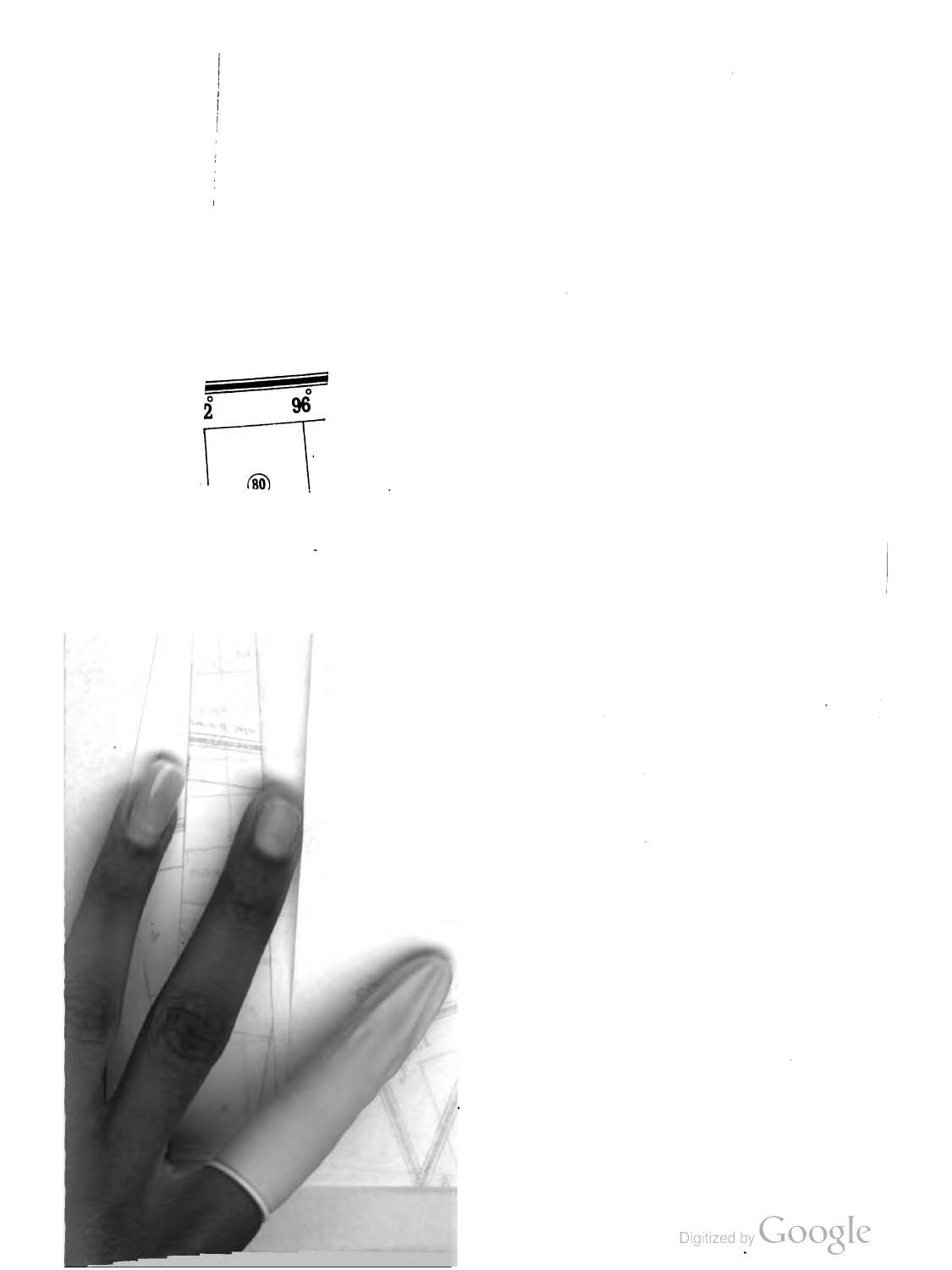2° 96°

(80)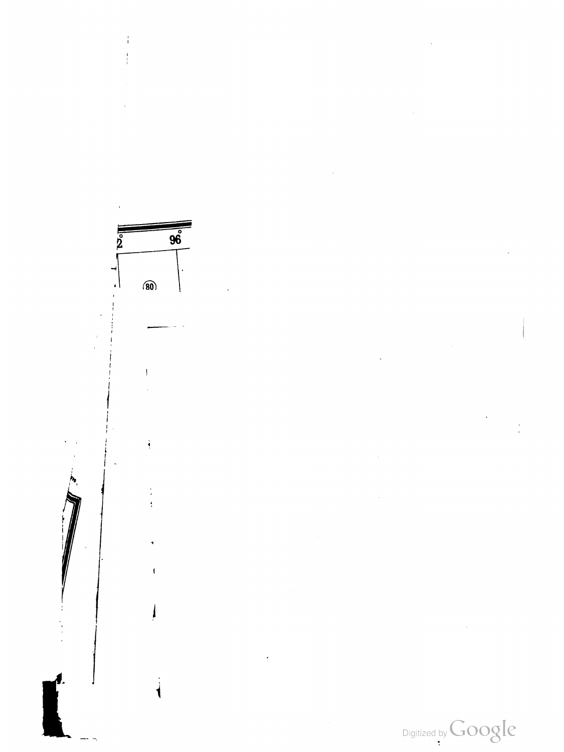2° 96°

(80)